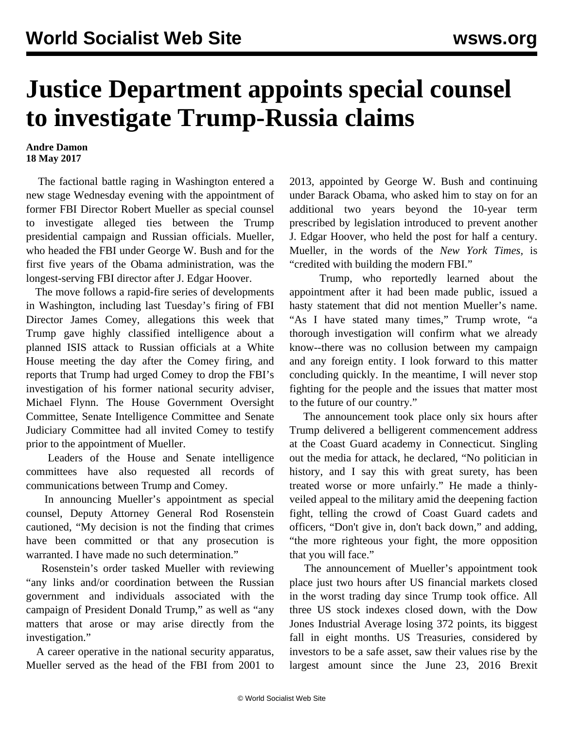# Justice Department appoints special counsel to investigate Trump-Russia claims

**Andre Damon**
**18 May 2017**

The factional battle raging in Washington entered a new stage Wednesday evening with the appointment of former FBI Director Robert Mueller as special counsel to investigate alleged ties between the Trump presidential campaign and Russian officials. Mueller, who headed the FBI under George W. Bush and for the first five years of the Obama administration, was the longest-serving FBI director after J. Edgar Hoover.

The move follows a rapid-fire series of developments in Washington, including last Tuesday's firing of FBI Director James Comey, allegations this week that Trump gave highly classified intelligence about a planned ISIS attack to Russian officials at a White House meeting the day after the Comey firing, and reports that Trump had urged Comey to drop the FBI's investigation of his former national security adviser, Michael Flynn. The House Government Oversight Committee, Senate Intelligence Committee and Senate Judiciary Committee had all invited Comey to testify prior to the appointment of Mueller.

Leaders of the House and Senate intelligence committees have also requested all records of communications between Trump and Comey.

In announcing Mueller's appointment as special counsel, Deputy Attorney General Rod Rosenstein cautioned, "My decision is not the finding that crimes have been committed or that any prosecution is warranted. I have made no such determination."

Rosenstein's order tasked Mueller with reviewing "any links and/or coordination between the Russian government and individuals associated with the campaign of President Donald Trump," as well as "any matters that arose or may arise directly from the investigation."

A career operative in the national security apparatus, Mueller served as the head of the FBI from 2001 to 2013, appointed by George W. Bush and continuing under Barack Obama, who asked him to stay on for an additional two years beyond the 10-year term prescribed by legislation introduced to prevent another J. Edgar Hoover, who held the post for half a century. Mueller, in the words of the *New York Times*, is "credited with building the modern FBI."

Trump, who reportedly learned about the appointment after it had been made public, issued a hasty statement that did not mention Mueller's name. "As I have stated many times," Trump wrote, "a thorough investigation will confirm what we already know--there was no collusion between my campaign and any foreign entity. I look forward to this matter concluding quickly. In the meantime, I will never stop fighting for the people and the issues that matter most to the future of our country."

The announcement took place only six hours after Trump delivered a belligerent commencement address at the Coast Guard academy in Connecticut. Singling out the media for attack, he declared, "No politician in history, and I say this with great surety, has been treated worse or more unfairly." He made a thinly-veiled appeal to the military amid the deepening faction fight, telling the crowd of Coast Guard cadets and officers, "Don't give in, don't back down," and adding, "the more righteous your fight, the more opposition that you will face."

The announcement of Mueller's appointment took place just two hours after US financial markets closed in the worst trading day since Trump took office. All three US stock indexes closed down, with the Dow Jones Industrial Average losing 372 points, its biggest fall in eight months. US Treasuries, considered by investors to be a safe asset, saw their values rise by the largest amount since the June 23, 2016 Brexit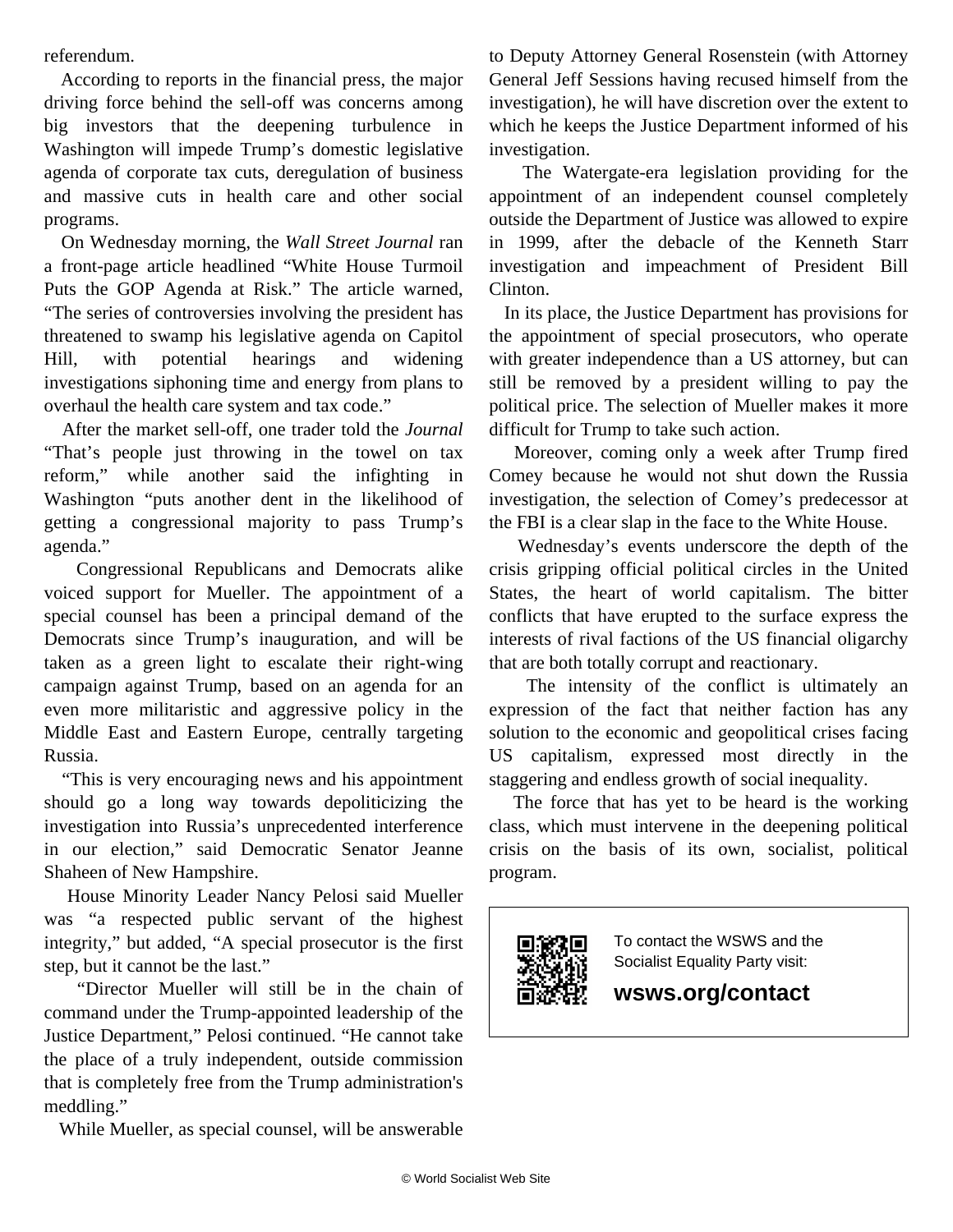referendum.

According to reports in the financial press, the major driving force behind the sell-off was concerns among big investors that the deepening turbulence in Washington will impede Trump's domestic legislative agenda of corporate tax cuts, deregulation of business and massive cuts in health care and other social programs.

On Wednesday morning, the *Wall Street Journal* ran a front-page article headlined "White House Turmoil Puts the GOP Agenda at Risk." The article warned, "The series of controversies involving the president has threatened to swamp his legislative agenda on Capitol Hill, with potential hearings and widening investigations siphoning time and energy from plans to overhaul the health care system and tax code."

After the market sell-off, one trader told the *Journal* "That's people just throwing in the towel on tax reform," while another said the infighting in Washington "puts another dent in the likelihood of getting a congressional majority to pass Trump's agenda."

Congressional Republicans and Democrats alike voiced support for Mueller. The appointment of a special counsel has been a principal demand of the Democrats since Trump's inauguration, and will be taken as a green light to escalate their right-wing campaign against Trump, based on an agenda for an even more militaristic and aggressive policy in the Middle East and Eastern Europe, centrally targeting Russia.

"This is very encouraging news and his appointment should go a long way towards depoliticizing the investigation into Russia's unprecedented interference in our election," said Democratic Senator Jeanne Shaheen of New Hampshire.

House Minority Leader Nancy Pelosi said Mueller was "a respected public servant of the highest integrity," but added, "A special prosecutor is the first step, but it cannot be the last."

"Director Mueller will still be in the chain of command under the Trump-appointed leadership of the Justice Department," Pelosi continued. "He cannot take the place of a truly independent, outside commission that is completely free from the Trump administration's meddling."

While Mueller, as special counsel, will be answerable to Deputy Attorney General Rosenstein (with Attorney General Jeff Sessions having recused himself from the investigation), he will have discretion over the extent to which he keeps the Justice Department informed of his investigation.

The Watergate-era legislation providing for the appointment of an independent counsel completely outside the Department of Justice was allowed to expire in 1999, after the debacle of the Kenneth Starr investigation and impeachment of President Bill Clinton.

In its place, the Justice Department has provisions for the appointment of special prosecutors, who operate with greater independence than a US attorney, but can still be removed by a president willing to pay the political price. The selection of Mueller makes it more difficult for Trump to take such action.

Moreover, coming only a week after Trump fired Comey because he would not shut down the Russia investigation, the selection of Comey's predecessor at the FBI is a clear slap in the face to the White House.

Wednesday's events underscore the depth of the crisis gripping official political circles in the United States, the heart of world capitalism. The bitter conflicts that have erupted to the surface express the interests of rival factions of the US financial oligarchy that are both totally corrupt and reactionary.

The intensity of the conflict is ultimately an expression of the fact that neither faction has any solution to the economic and geopolitical crises facing US capitalism, expressed most directly in the staggering and endless growth of social inequality.

The force that has yet to be heard is the working class, which must intervene in the deepening political crisis on the basis of its own, socialist, political program.

To contact the WSWS and the Socialist Equality Party visit:

**wsws.org/contact**